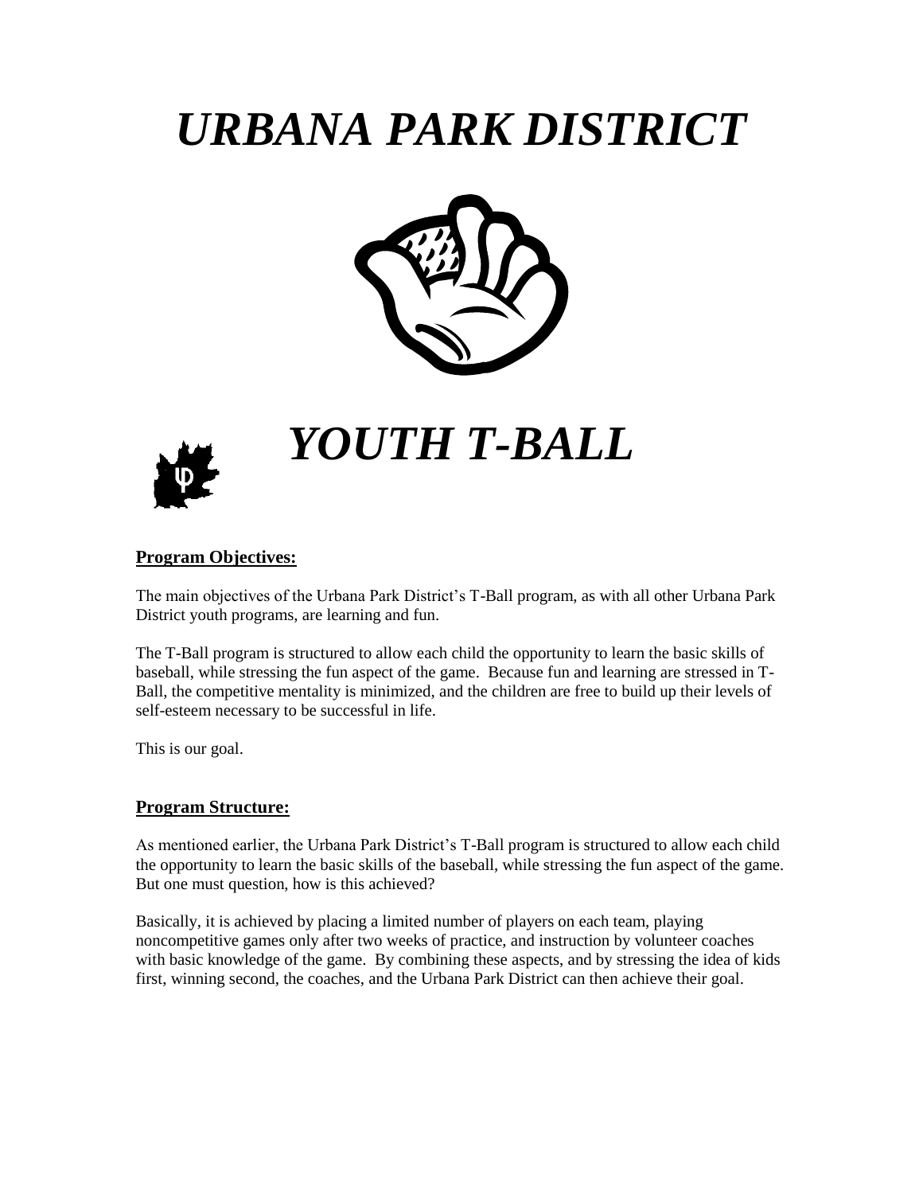# *URBANA PARK DISTRICT*

# *YOUTH T-BALL*

**Program Objectives:**

The main objectives of the Urbana Park District's T-Ball program, as with all other Urbana Park District youth programs, are learning and fun.

The T-Ball program is structured to allow each child the opportunity to learn the basic skills of baseball, while stressing the fun aspect of the game. Because fun and learning are stressed in T-Ball, the competitive mentality is minimized, and the children are free to build up their levels of self-esteem necessary to be successful in life.

This is our goal.

**Program Structure:**

As mentioned earlier, the Urbana Park District's T-Ball program is structured to allow each child the opportunity to learn the basic skills of the baseball, while stressing the fun aspect of the game. But one must question, how is this achieved?

Basically, it is achieved by placing a limited number of players on each team, playing noncompetitive games only after two weeks of practice, and instruction by volunteer coaches with basic knowledge of the game. By combining these aspects, and by stressing the idea of kids first, winning second, the coaches, and the Urbana Park District can then achieve their goal.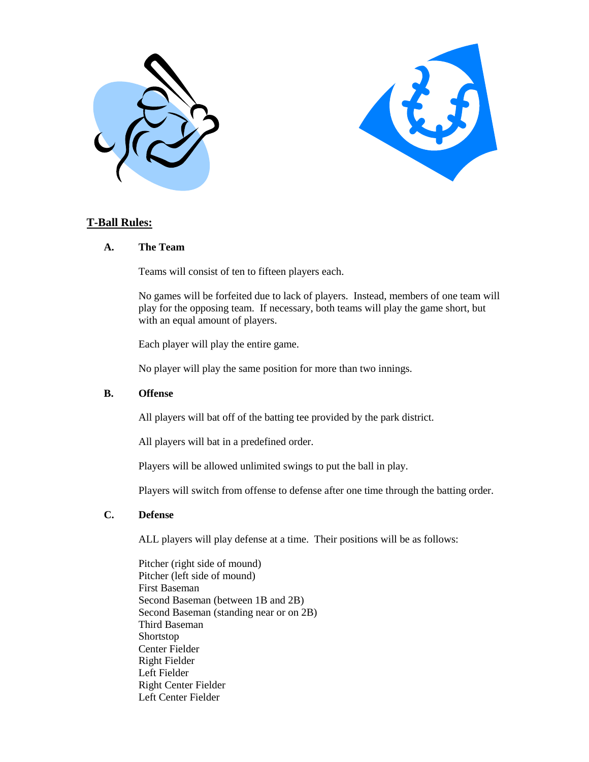## T-Ball Rules:

### A. The Team

Teams will consist of ten to fifteen players each.

No games will be forfeited due to lack of players. Instead, members of one team will play for the opposing team. If necessary, both teams will play the game short, but with an equal amount of players.

Each player will play the entire game.

No player will play the same position for more than two innings.

### B. Offense

All players will bat off of the batting tee provided by the park district.

All players will bat in a predefined order.

Players will be allowed unlimited swings to put the ball in play.

Players will switch from offense to defense after one time through the batting order.

### C. Defense

ALL players will play defense at a time. Their positions will be as follows:

Pitcher (right side of mound)
Pitcher (left side of mound)
First Baseman
Second Baseman (between 1B and 2B)
Second Baseman (standing near or on 2B)
Third Baseman
Shortstop
Center Fielder
Right Fielder
Left Fielder
Right Center Fielder
Left Center Fielder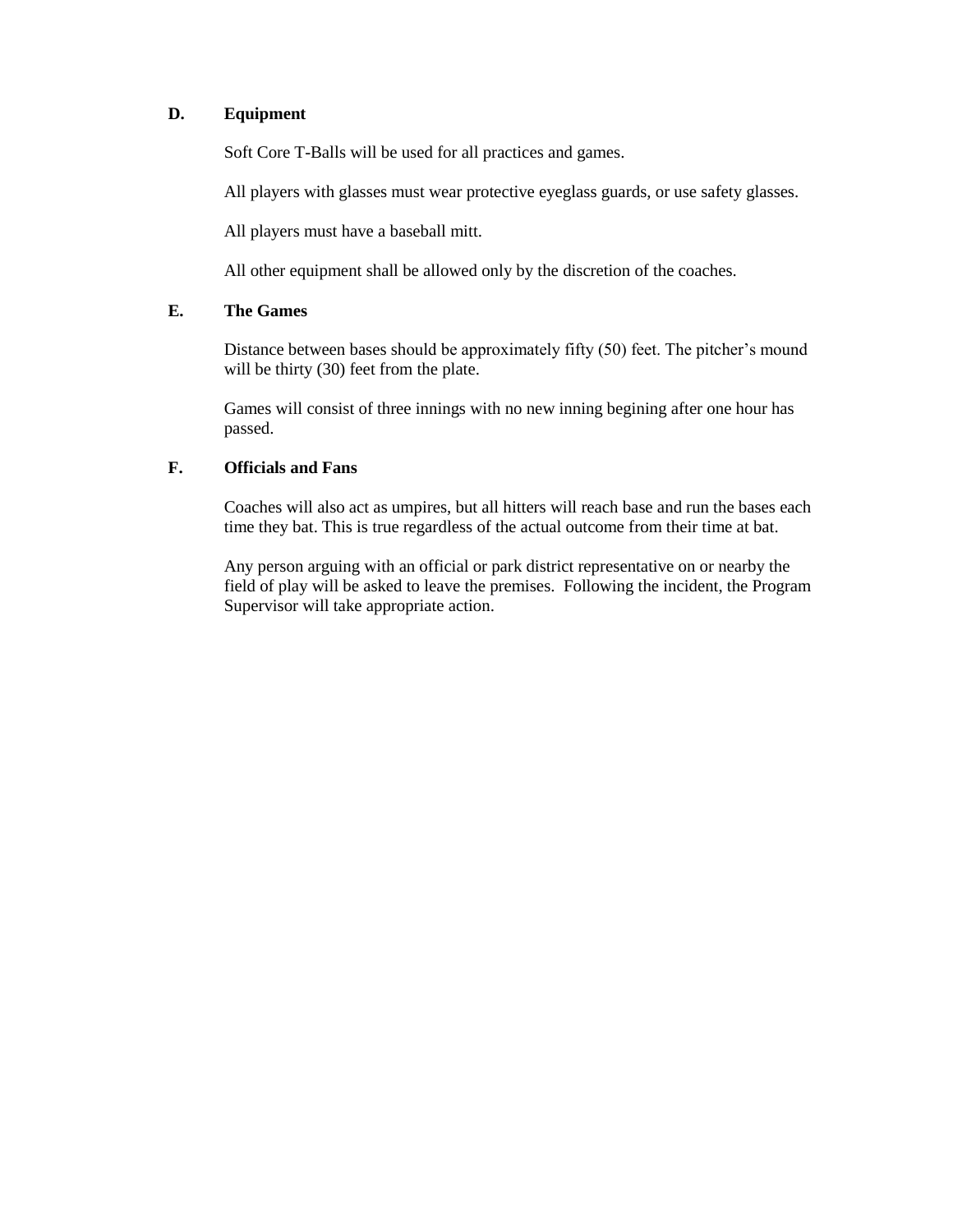### D. Equipment

Soft Core T-Balls will be used for all practices and games.

All players with glasses must wear protective eyeglass guards, or use safety glasses.

All players must have a baseball mitt.

All other equipment shall be allowed only by the discretion of the coaches.

### E. The Games

Distance between bases should be approximately fifty (50) feet. The pitcher's mound will be thirty (30) feet from the plate.

Games will consist of three innings with no new inning begining after one hour has passed.

### F. Officials and Fans

Coaches will also act as umpires, but all hitters will reach base and run the bases each time they bat. This is true regardless of the actual outcome from their time at bat.

Any person arguing with an official or park district representative on or nearby the field of play will be asked to leave the premises. Following the incident, the Program Supervisor will take appropriate action.